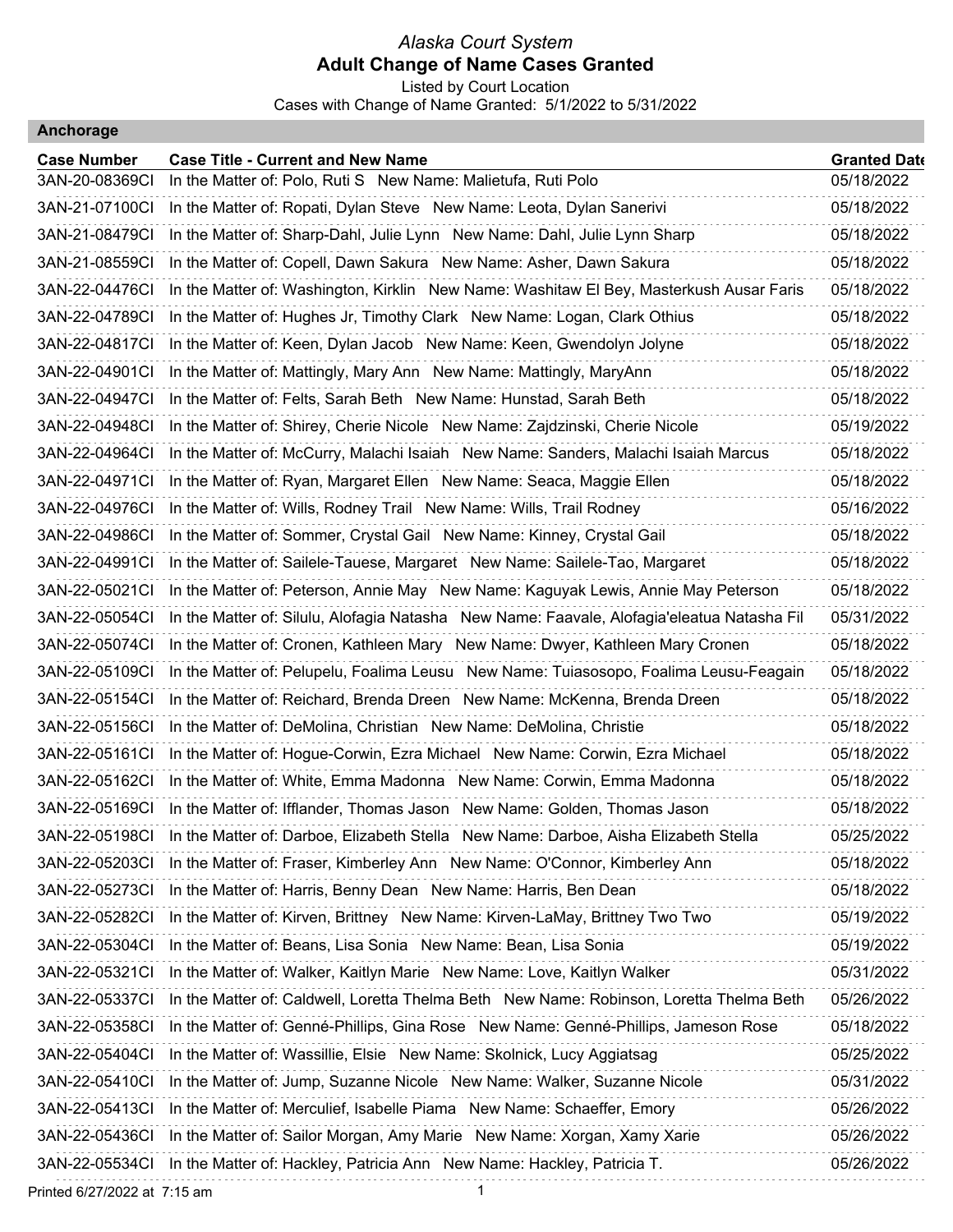# Alaska Court System

## Adult Change of Name Cases Granted

Listed by Court Location

Cases with Change of Name Granted: 5/1/2022 to 5/31/2022

### Anchorage

| Case Number | Case Title - Current and New Name | Granted Date |
|---|---|---|
| 3AN-20-08369CI | In the Matter of: Polo, Ruti S New Name: Malietufa, Ruti Polo | 05/18/2022 |
| 3AN-21-07100CI | In the Matter of: Ropati, Dylan Steve New Name: Leota, Dylan Sanerivi | 05/18/2022 |
| 3AN-21-08479CI | In the Matter of: Sharp-Dahl, Julie Lynn New Name: Dahl, Julie Lynn Sharp | 05/18/2022 |
| 3AN-21-08559CI | In the Matter of: Copell, Dawn Sakura New Name: Asher, Dawn Sakura | 05/18/2022 |
| 3AN-22-04476CI | In the Matter of: Washington, Kirklin New Name: Washitaw El Bey, Masterkush Ausar Faris | 05/18/2022 |
| 3AN-22-04789CI | In the Matter of: Hughes Jr, Timothy Clark New Name: Logan, Clark Othius | 05/18/2022 |
| 3AN-22-04817CI | In the Matter of: Keen, Dylan Jacob New Name: Keen, Gwendolyn Jolyne | 05/18/2022 |
| 3AN-22-04901CI | In the Matter of: Mattingly, Mary Ann New Name: Mattingly, MaryAnn | 05/18/2022 |
| 3AN-22-04947CI | In the Matter of: Felts, Sarah Beth New Name: Hunstad, Sarah Beth | 05/18/2022 |
| 3AN-22-04948CI | In the Matter of: Shirey, Cherie Nicole New Name: Zajdzinski, Cherie Nicole | 05/19/2022 |
| 3AN-22-04964CI | In the Matter of: McCurry, Malachi Isaiah New Name: Sanders, Malachi Isaiah Marcus | 05/18/2022 |
| 3AN-22-04971CI | In the Matter of: Ryan, Margaret Ellen New Name: Seaca, Maggie Ellen | 05/18/2022 |
| 3AN-22-04976CI | In the Matter of: Wills, Rodney Trail New Name: Wills, Trail Rodney | 05/16/2022 |
| 3AN-22-04986CI | In the Matter of: Sommer, Crystal Gail New Name: Kinney, Crystal Gail | 05/18/2022 |
| 3AN-22-04991CI | In the Matter of: Sailele-Tauese, Margaret New Name: Sailele-Tao, Margaret | 05/18/2022 |
| 3AN-22-05021CI | In the Matter of: Peterson, Annie May New Name: Kaguyak Lewis, Annie May Peterson | 05/18/2022 |
| 3AN-22-05054CI | In the Matter of: Silulu, Alofagia Natasha New Name: Faavale, Alofagia'eleatua Natasha Fil | 05/31/2022 |
| 3AN-22-05074CI | In the Matter of: Cronen, Kathleen Mary New Name: Dwyer, Kathleen Mary Cronen | 05/18/2022 |
| 3AN-22-05109CI | In the Matter of: Pelupelu, Foalima Leusu New Name: Tuiasosopo, Foalima Leusu-Feagain | 05/18/2022 |
| 3AN-22-05154CI | In the Matter of: Reichard, Brenda Dreen New Name: McKenna, Brenda Dreen | 05/18/2022 |
| 3AN-22-05156CI | In the Matter of: DeMolina, Christian New Name: DeMolina, Christie | 05/18/2022 |
| 3AN-22-05161CI | In the Matter of: Hogue-Corwin, Ezra Michael New Name: Corwin, Ezra Michael | 05/18/2022 |
| 3AN-22-05162CI | In the Matter of: White, Emma Madonna New Name: Corwin, Emma Madonna | 05/18/2022 |
| 3AN-22-05169CI | In the Matter of: Ifflander, Thomas Jason New Name: Golden, Thomas Jason | 05/18/2022 |
| 3AN-22-05198CI | In the Matter of: Darboe, Elizabeth Stella New Name: Darboe, Aisha Elizabeth Stella | 05/25/2022 |
| 3AN-22-05203CI | In the Matter of: Fraser, Kimberley Ann New Name: O'Connor, Kimberley Ann | 05/18/2022 |
| 3AN-22-05273CI | In the Matter of: Harris, Benny Dean New Name: Harris, Ben Dean | 05/18/2022 |
| 3AN-22-05282CI | In the Matter of: Kirven, Brittney New Name: Kirven-LaMay, Brittney Two Two | 05/19/2022 |
| 3AN-22-05304CI | In the Matter of: Beans, Lisa Sonia New Name: Bean, Lisa Sonia | 05/19/2022 |
| 3AN-22-05321CI | In the Matter of: Walker, Kaitlyn Marie New Name: Love, Kaitlyn Walker | 05/31/2022 |
| 3AN-22-05337CI | In the Matter of: Caldwell, Loretta Thelma Beth New Name: Robinson, Loretta Thelma Beth | 05/26/2022 |
| 3AN-22-05358CI | In the Matter of: Genné-Phillips, Gina Rose New Name: Genné-Phillips, Jameson Rose | 05/18/2022 |
| 3AN-22-05404CI | In the Matter of: Wassillie, Elsie New Name: Skolnick, Lucy Aggiatsag | 05/25/2022 |
| 3AN-22-05410CI | In the Matter of: Jump, Suzanne Nicole New Name: Walker, Suzanne Nicole | 05/31/2022 |
| 3AN-22-05413CI | In the Matter of: Merculief, Isabelle Piama New Name: Schaeffer, Emory | 05/26/2022 |
| 3AN-22-05436CI | In the Matter of: Sailor Morgan, Amy Marie New Name: Xorgan, Xamy Xarie | 05/26/2022 |
| 3AN-22-05534CI | In the Matter of: Hackley, Patricia Ann New Name: Hackley, Patricia T. | 05/26/2022 |

Printed 6/27/2022 at 7:15 am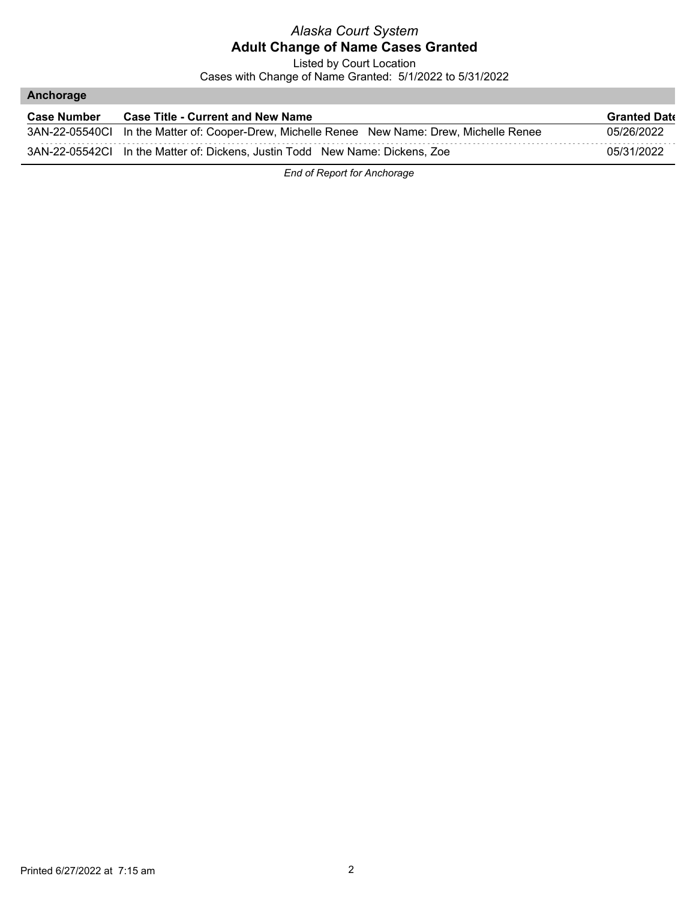*Alaska Court System*

**Adult Change of Name Cases Granted**

Listed by Court Location

Cases with Change of Name Granted: 5/1/2022 to 5/31/2022

## Anchorage

| Case Number | Case Title - Current and New Name | Granted Date |
|---|---|---|
| 3AN-22-05540CI | In the Matter of: Cooper-Drew, Michelle Renee New Name: Drew, Michelle Renee | 05/26/2022 |
| 3AN-22-05542CI | In the Matter of: Dickens, Justin Todd New Name: Dickens, Zoe | 05/31/2022 |

*End of Report for Anchorage*

Printed 6/27/2022 at 7:15 am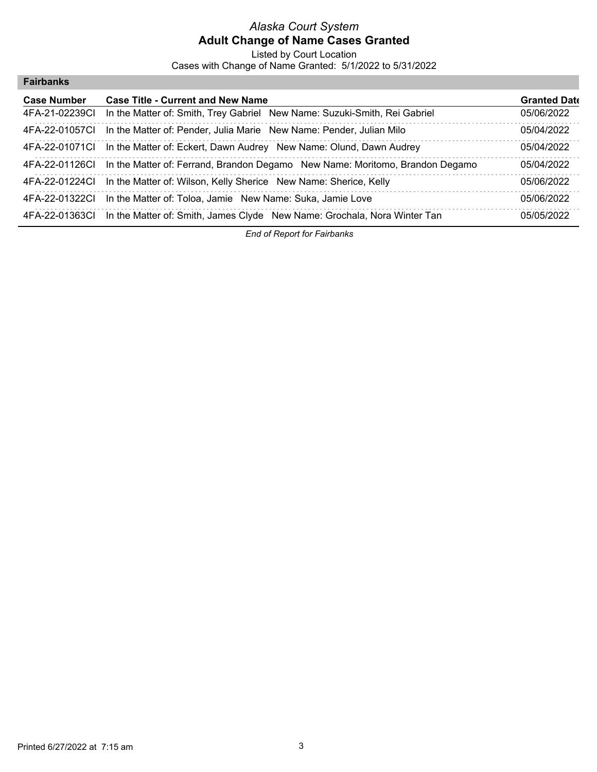*Alaska Court System*

**Adult Change of Name Cases Granted**

Listed by Court Location

Cases with Change of Name Granted: 5/1/2022 to 5/31/2022

**Fairbanks**

| Case Number | Case Title - Current and New Name | Granted Date |
|---|---|---|
| 4FA-21-02239CI | In the Matter of: Smith, Trey Gabriel New Name: Suzuki-Smith, Rei Gabriel | 05/06/2022 |
| 4FA-22-01057CI | In the Matter of: Pender, Julia Marie New Name: Pender, Julian Milo | 05/04/2022 |
| 4FA-22-01071CI | In the Matter of: Eckert, Dawn Audrey New Name: Olund, Dawn Audrey | 05/04/2022 |
| 4FA-22-01126CI | In the Matter of: Ferrand, Brandon Degamo New Name: Moritomo, Brandon Degamo | 05/04/2022 |
| 4FA-22-01224CI | In the Matter of: Wilson, Kelly Sherice New Name: Sherice, Kelly | 05/06/2022 |
| 4FA-22-01322CI | In the Matter of: Toloa, Jamie New Name: Suka, Jamie Love | 05/06/2022 |
| 4FA-22-01363CI | In the Matter of: Smith, James Clyde New Name: Grochala, Nora Winter Tan | 05/05/2022 |

*End of Report for Fairbanks*

Printed 6/27/2022 at 7:15 am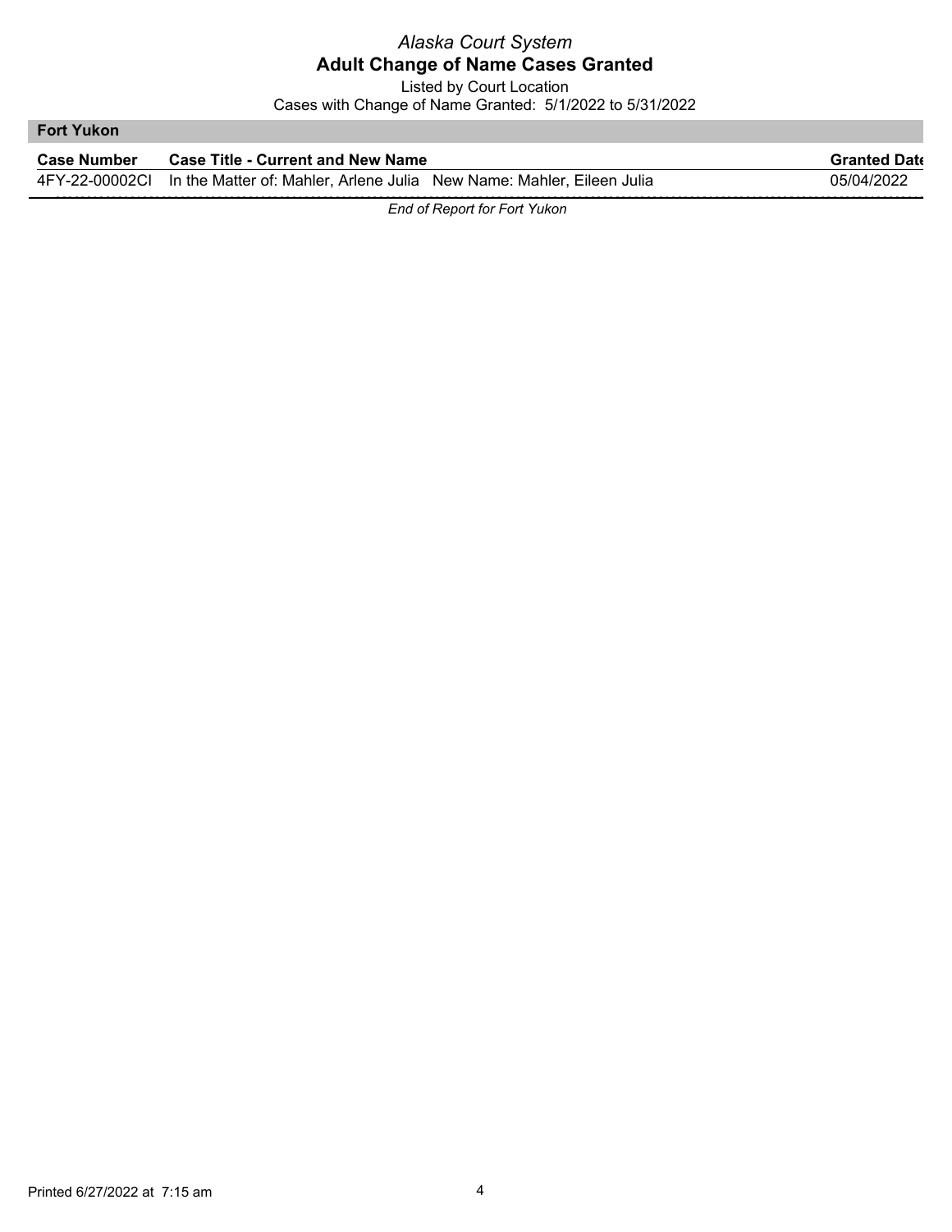*Alaska Court System*

**Adult Change of Name Cases Granted**

Listed by Court Location

Cases with Change of Name Granted: 5/1/2022 to 5/31/2022

**Fort Yukon**

| Case Number | Case Title - Current and New Name | Granted Date |
|---|---|---|
| 4FY-22-00002CI | In the Matter of: Mahler, Arlene Julia New Name: Mahler, Eileen Julia | 05/04/2022 |

*End of Report for Fort Yukon*

Printed 6/27/2022 at 7:15 am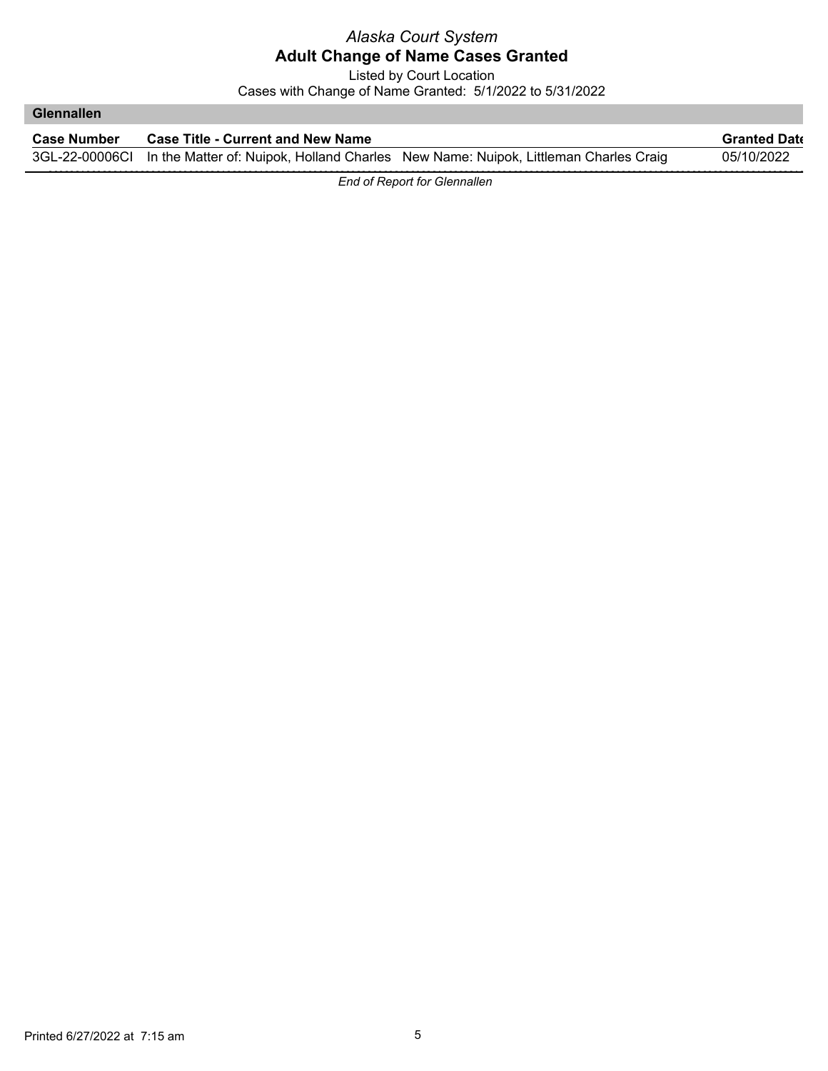*Alaska Court System*

**Adult Change of Name Cases Granted**

Listed by Court Location

Cases with Change of Name Granted: 5/1/2022 to 5/31/2022

**Glennallen**

| Case Number | Case Title - Current and New Name | Granted Date |
|---|---|---|
| 3GL-22-00006CI | In the Matter of: Nuipok, Holland Charles New Name: Nuipok, Littleman Charles Craig | 05/10/2022 |

*End of Report for Glennallen*

Printed 6/27/2022 at 7:15 am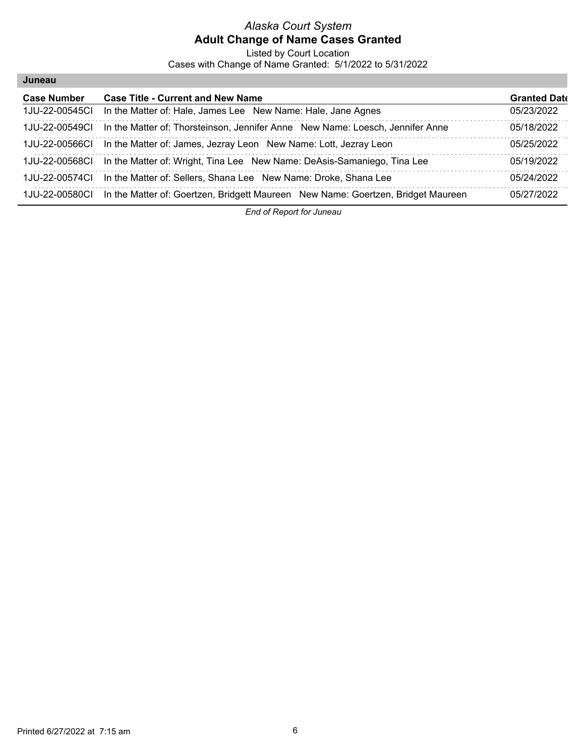# Alaska Court System

## Adult Change of Name Cases Granted

Listed by Court Location

Cases with Change of Name Granted: 5/1/2022 to 5/31/2022

### Juneau

| Case Number | Case Title - Current and New Name | Granted Date |
|---|---|---|
| 1JU-22-00545CI | In the Matter of: Hale, James Lee New Name: Hale, Jane Agnes | 05/23/2022 |
| 1JU-22-00549CI | In the Matter of: Thorsteinson, Jennifer Anne New Name: Loesch, Jennifer Anne | 05/18/2022 |
| 1JU-22-00566CI | In the Matter of: James, Jezray Leon New Name: Lott, Jezray Leon | 05/25/2022 |
| 1JU-22-00568CI | In the Matter of: Wright, Tina Lee New Name: DeAsis-Samaniego, Tina Lee | 05/19/2022 |
| 1JU-22-00574CI | In the Matter of: Sellers, Shana Lee New Name: Droke, Shana Lee | 05/24/2022 |
| 1JU-22-00580CI | In the Matter of: Goertzen, Bridgett Maureen New Name: Goertzen, Bridget Maureen | 05/27/2022 |

*End of Report for Juneau*

Printed 6/27/2022 at 7:15 am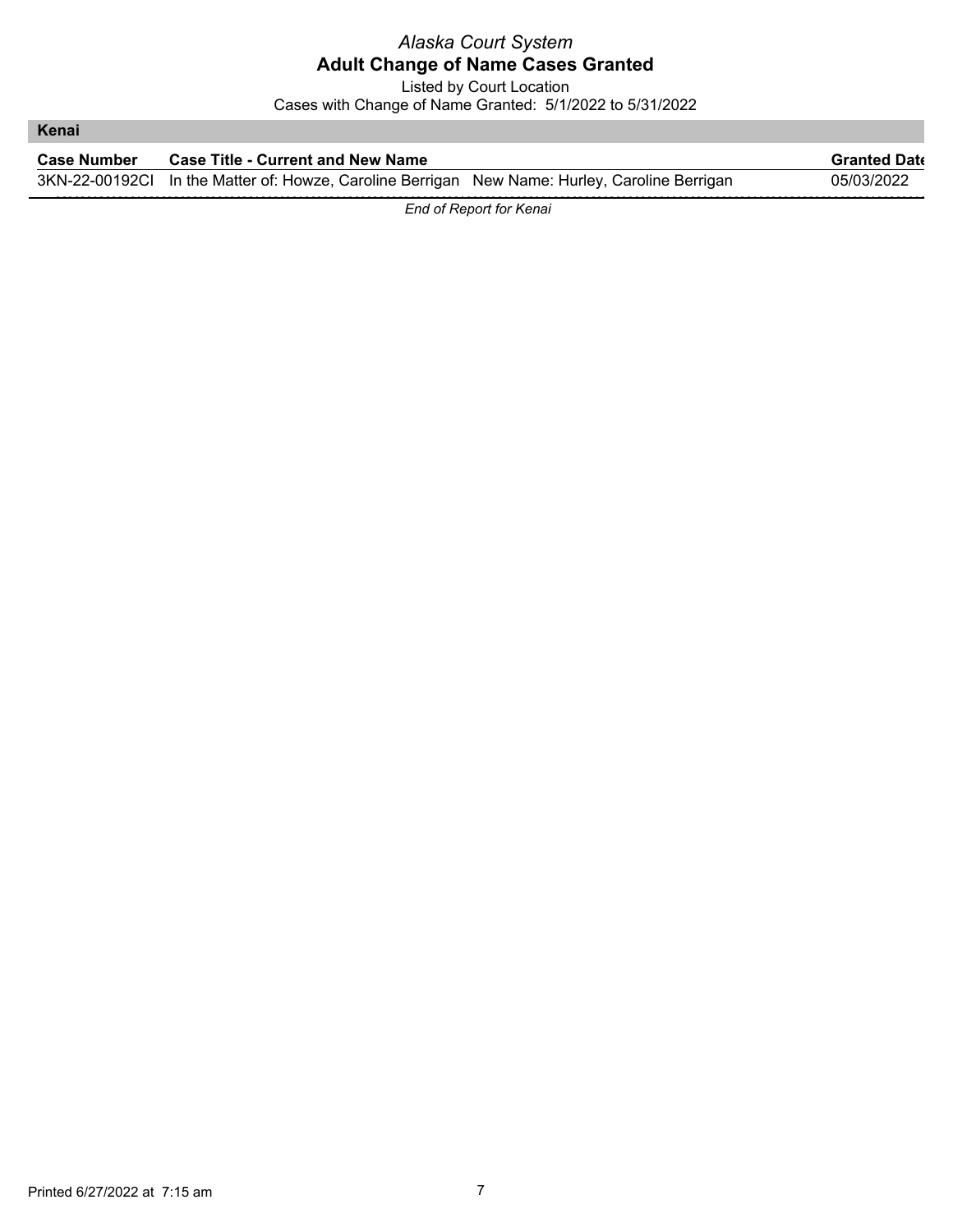*Alaska Court System*

**Adult Change of Name Cases Granted**

Listed by Court Location

Cases with Change of Name Granted: 5/1/2022 to 5/31/2022

## Kenai

| Case Number | Case Title - Current and New Name | Granted Date |
|---|---|---|
| 3KN-22-00192CI | In the Matter of: Howze, Caroline Berrigan New Name: Hurley, Caroline Berrigan | 05/03/2022 |

*End of Report for Kenai*

Printed 6/27/2022 at 7:15 am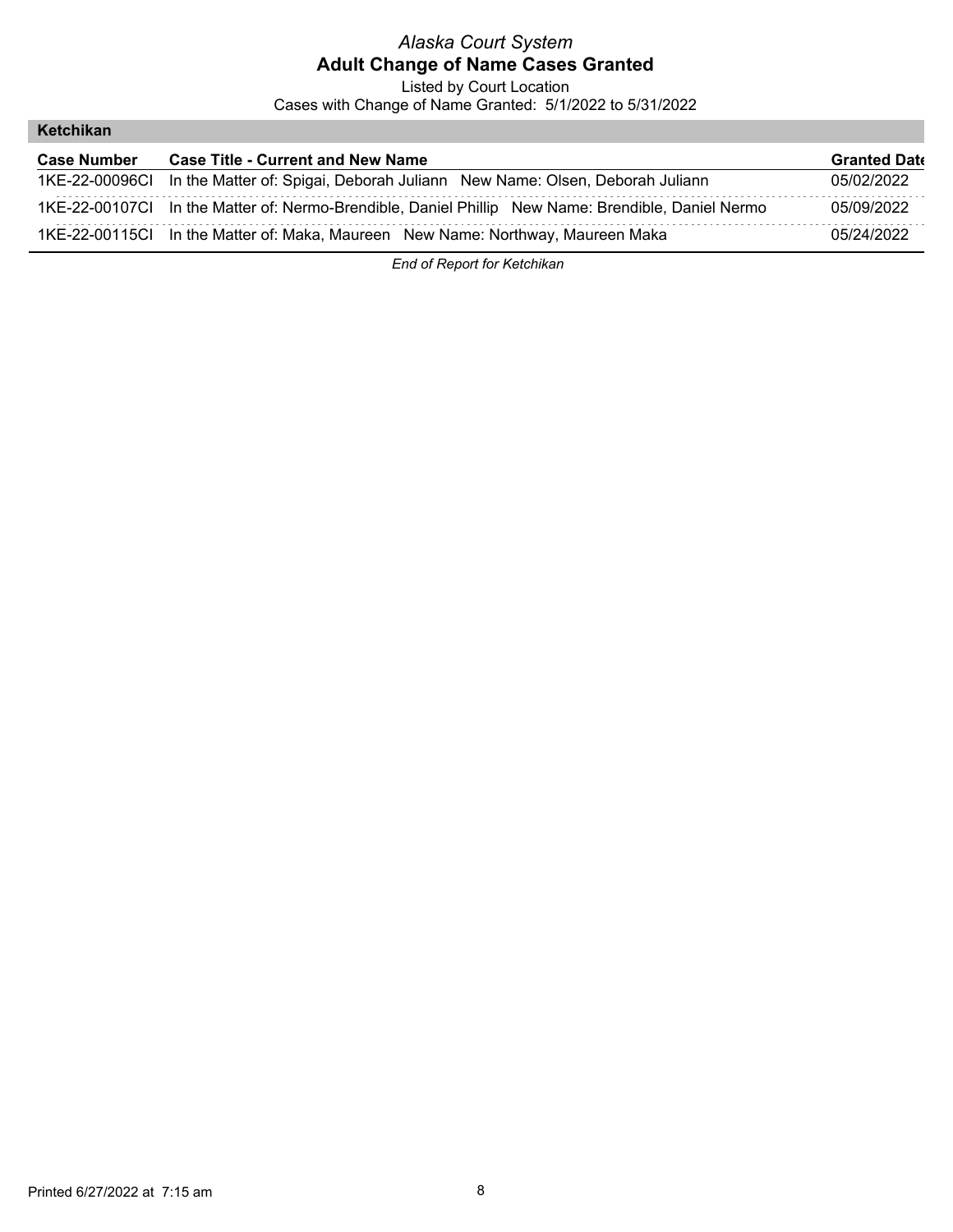*Alaska Court System*
**Adult Change of Name Cases Granted**
Listed by Court Location
Cases with Change of Name Granted: 5/1/2022 to 5/31/2022

**Ketchikan**

| Case Number | Case Title - Current and New Name | Granted Date |
|---|---|---|
| 1KE-22-00096CI | In the Matter of: Spigai, Deborah Juliann New Name: Olsen, Deborah Juliann | 05/02/2022 |
| 1KE-22-00107CI | In the Matter of: Nermo-Brendible, Daniel Phillip New Name: Brendible, Daniel Nermo | 05/09/2022 |
| 1KE-22-00115CI | In the Matter of: Maka, Maureen New Name: Northway, Maureen Maka | 05/24/2022 |

*End of Report for Ketchikan*

Printed 6/27/2022 at 7:15 am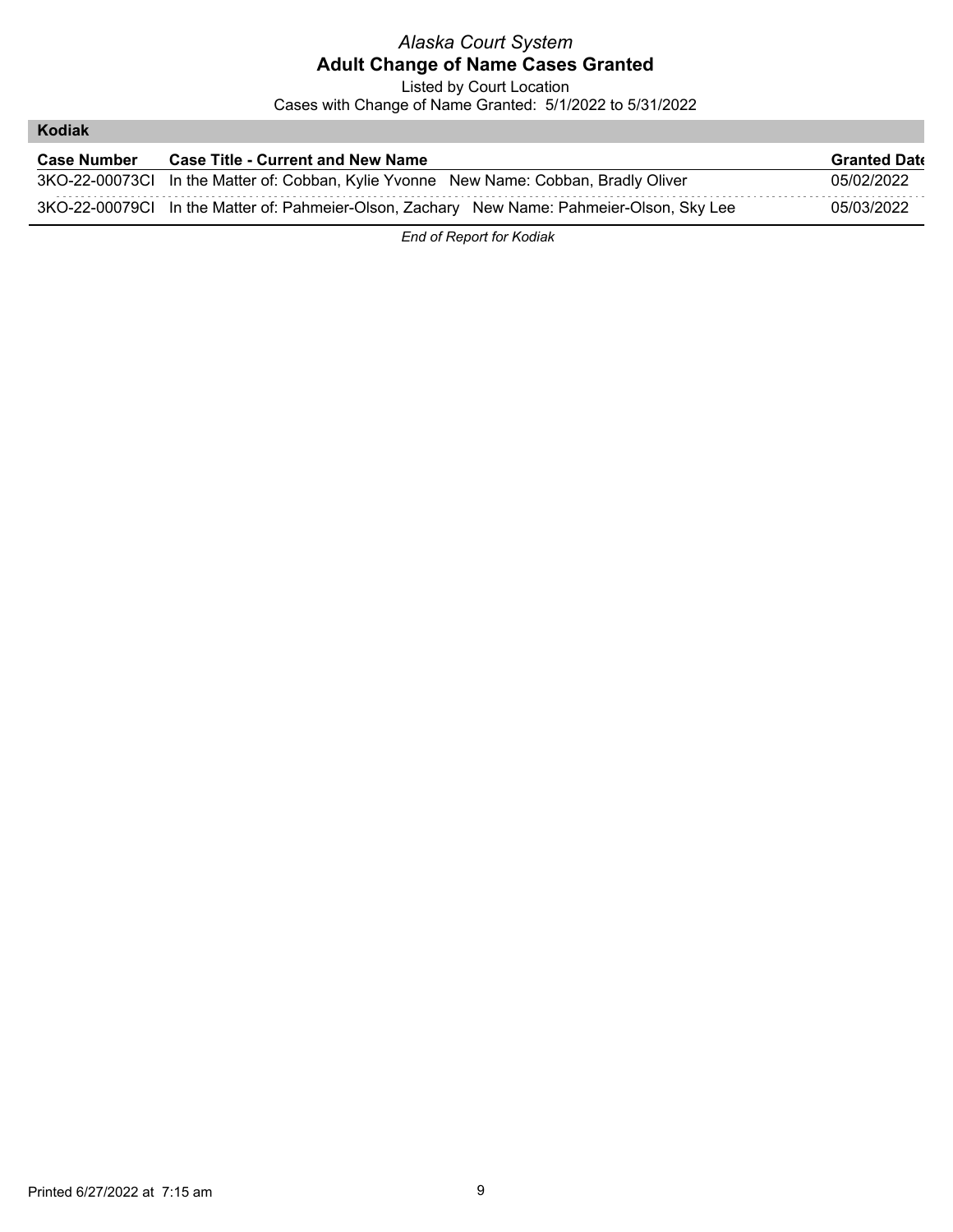*Alaska Court System*

**Adult Change of Name Cases Granted**

Listed by Court Location

Cases with Change of Name Granted: 5/1/2022 to 5/31/2022

## Kodiak

| Case Number | Case Title - Current and New Name | Granted Date |
|---|---|---|
| 3KO-22-00073CI | In the Matter of: Cobban, Kylie Yvonne New Name: Cobban, Bradly Oliver | 05/02/2022 |
| 3KO-22-00079CI | In the Matter of: Pahmeier-Olson, Zachary New Name: Pahmeier-Olson, Sky Lee | 05/03/2022 |

*End of Report for Kodiak*

Printed 6/27/2022 at 7:15 am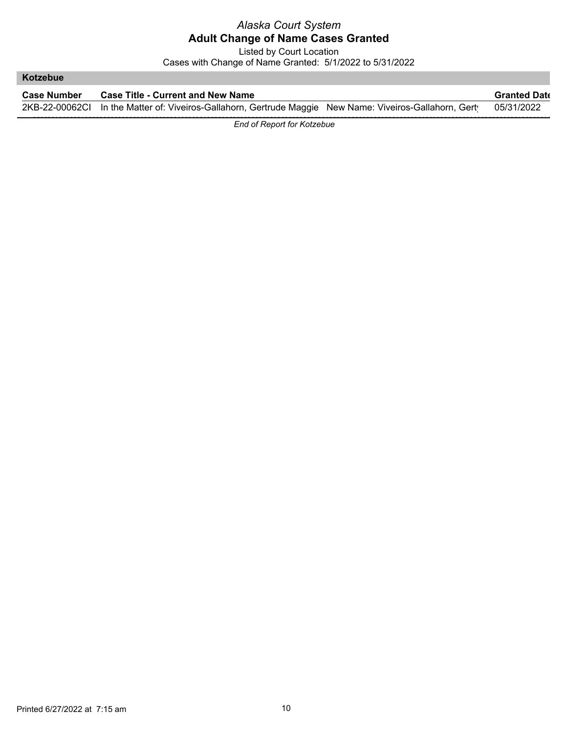# Alaska Court System

## Adult Change of Name Cases Granted

Listed by Court Location

Cases with Change of Name Granted: 5/1/2022 to 5/31/2022

### Kotzebue

| Case Number | Case Title - Current and New Name | Granted Date |
| --- | --- | --- |
| 2KB-22-00062CI | In the Matter of: Viveiros-Gallahorn, Gertrude Maggie New Name: Viveiros-Gallahorn, Gerty | 05/31/2022 |

*End of Report for Kotzebue*

Printed 6/27/2022 at 7:15 am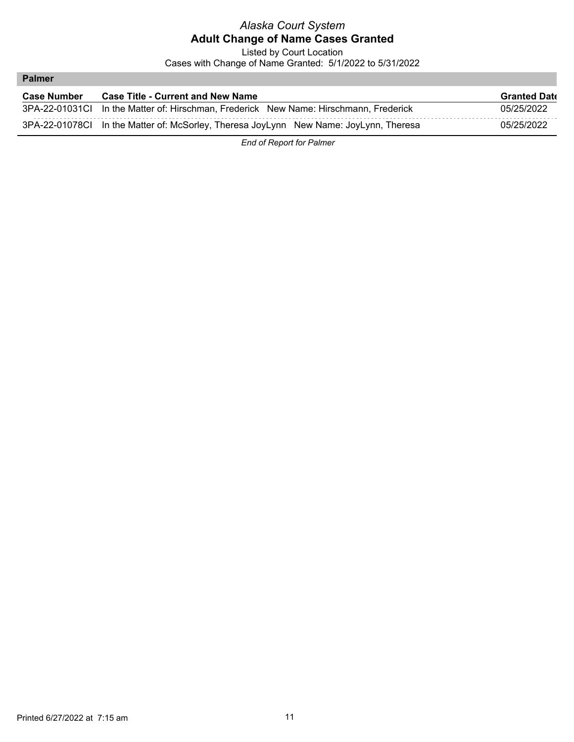*Alaska Court System*

**Adult Change of Name Cases Granted**

Listed by Court Location

Cases with Change of Name Granted: 5/1/2022 to 5/31/2022

**Palmer**

| Case Number | Case Title - Current and New Name | Granted Date |
|---|---|---|
| 3PA-22-01031CI | In the Matter of: Hirschman, Frederick New Name: Hirschmann, Frederick | 05/25/2022 |
| 3PA-22-01078CI | In the Matter of: McSorley, Theresa JoyLynn New Name: JoyLynn, Theresa | 05/25/2022 |

*End of Report for Palmer*

Printed 6/27/2022 at 7:15 am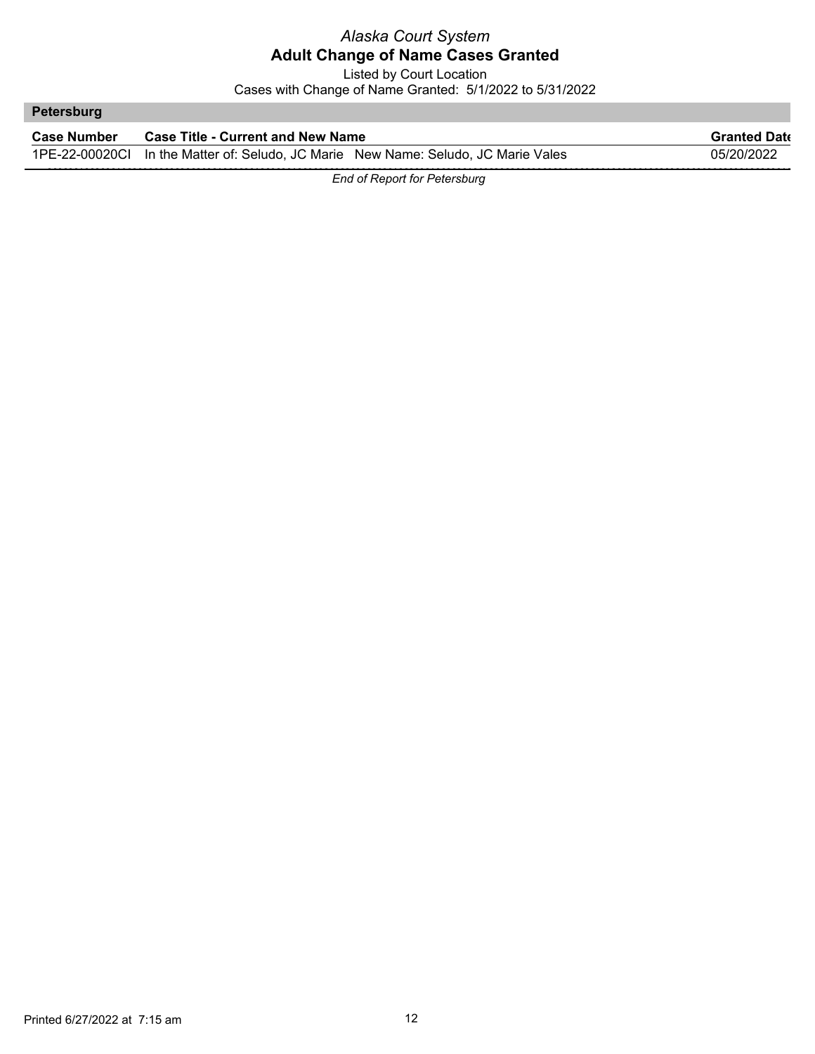*Alaska Court System*

**Adult Change of Name Cases Granted**

Listed by Court Location

Cases with Change of Name Granted: 5/1/2022 to 5/31/2022

## Petersburg

| Case Number | Case Title - Current and New Name | Granted Date |
|---|---|---|
| 1PE-22-00020CI | In the Matter of: Seludo, JC Marie New Name: Seludo, JC Marie Vales | 05/20/2022 |

*End of Report for Petersburg*

Printed 6/27/2022 at 7:15 am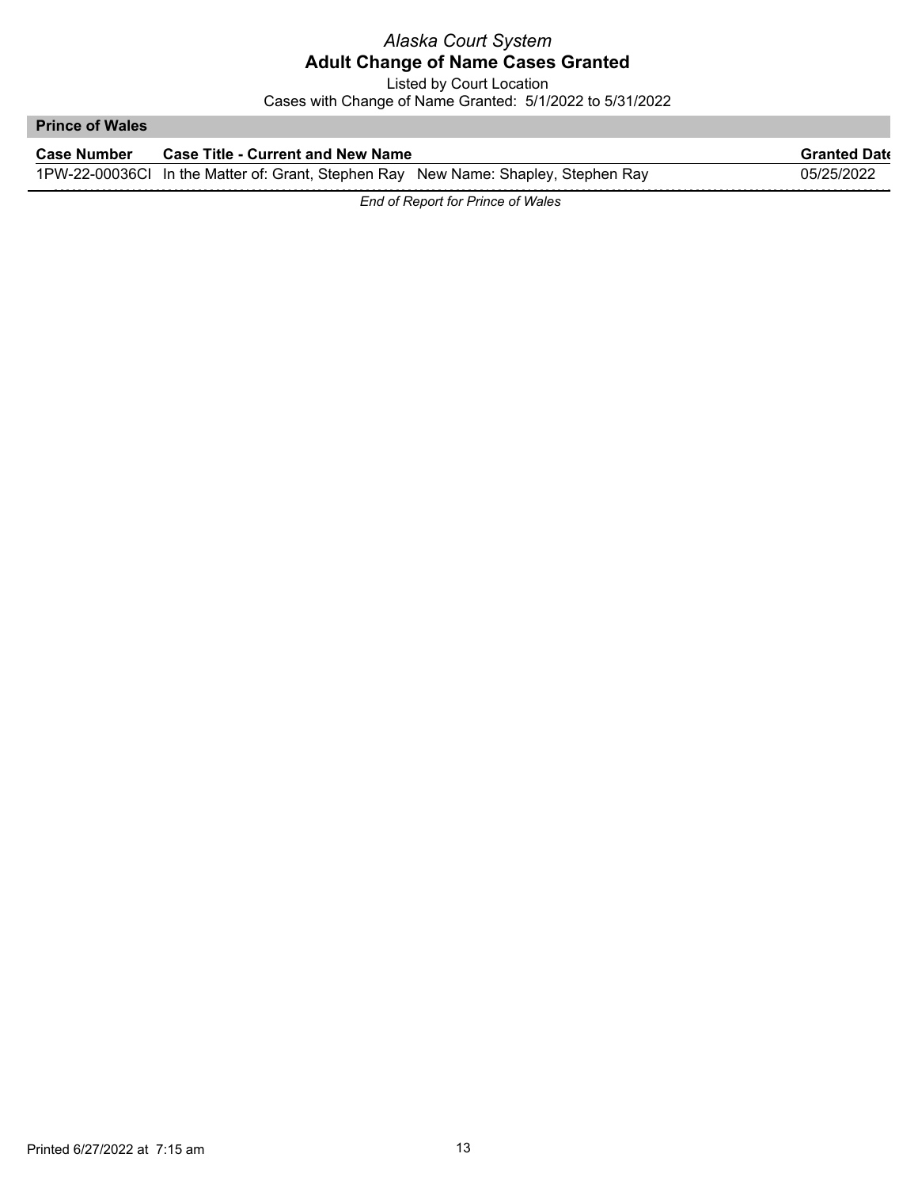*Alaska Court System*

**Adult Change of Name Cases Granted**

Listed by Court Location

Cases with Change of Name Granted: 5/1/2022 to 5/31/2022

**Prince of Wales**

| Case Number | Case Title - Current and New Name | Granted Date |
| --- | --- | --- |
| 1PW-22-00036CI | In the Matter of: Grant, Stephen Ray New Name: Shapley, Stephen Ray | 05/25/2022 |

*End of Report for Prince of Wales*

Printed 6/27/2022 at 7:15 am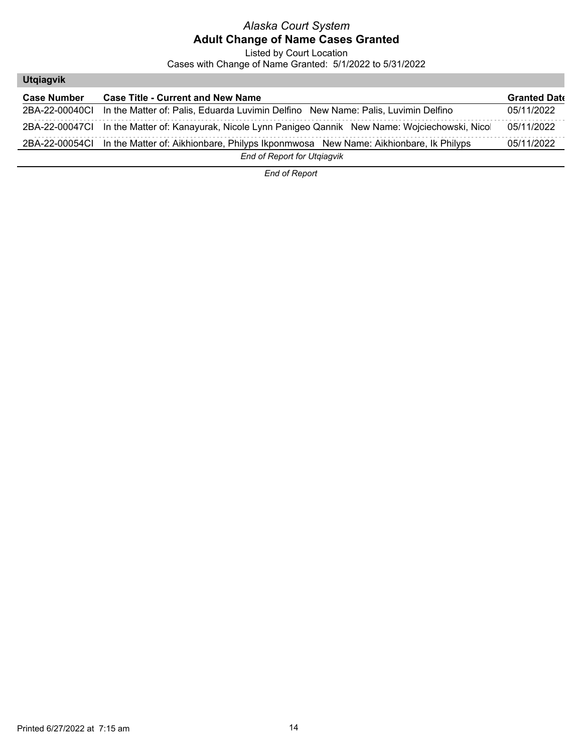*Alaska Court System*

**Adult Change of Name Cases Granted**

Listed by Court Location

Cases with Change of Name Granted: 5/1/2022 to 5/31/2022

**Utqiagvik**

| Case Number | Case Title - Current and New Name | Granted Date |
|---|---|---|
| 2BA-22-00040CI | In the Matter of: Palis, Eduarda Luvimin Delfino New Name: Palis, Luvimin Delfino | 05/11/2022 |
| 2BA-22-00047CI | In the Matter of: Kanayurak, Nicole Lynn Panigeo Qannik New Name: Wojciechowski, Nicol | 05/11/2022 |
| 2BA-22-00054CI | In the Matter of: Aikhionbare, Philyps Ikponmwosa New Name: Aikhionbare, Ik Philyps | 05/11/2022 |

*End of Report for Utqiagvik*

*End of Report*

Printed 6/27/2022 at 7:15 am